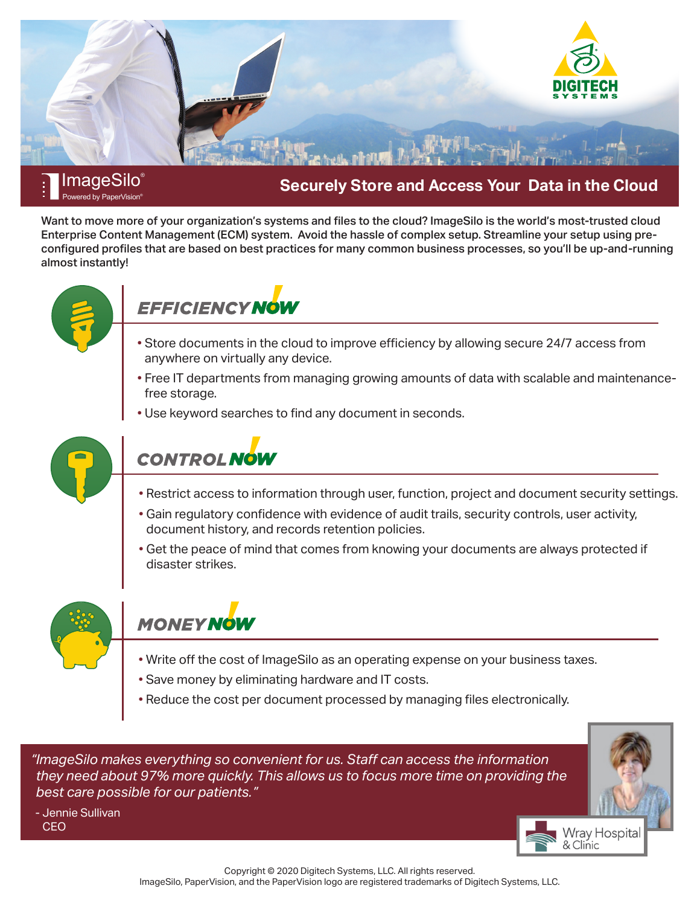DIGITECH SYSTEMS

ImageSilo®
Powered by PaperVision®

# Securely Store and Access Your Data in the Cloud

**Want to move more of your organization's systems and files to the cloud? ImageSilo is the world's most-trusted cloud Enterprise Content Management (ECM) system. Avoid the hassle of complex setup. Streamline your setup using pre-configured profiles that are based on best practices for many common business processes, so you'll be up-and-running almost instantly!**

## EFFICIENCY NOW

- Store documents in the cloud to improve efficiency by allowing secure 24/7 access from anywhere on virtually any device.
- Free IT departments from managing growing amounts of data with scalable and maintenance-free storage.
- Use keyword searches to find any document in seconds.

## CONTROL NOW

- Restrict access to information through user, function, project and document security settings.
- Gain regulatory confidence with evidence of audit trails, security controls, user activity, document history, and records retention policies.
- Get the peace of mind that comes from knowing your documents are always protected if disaster strikes.

## MONEY NOW

- Write off the cost of ImageSilo as an operating expense on your business taxes.
- Save money by eliminating hardware and IT costs.
- Reduce the cost per document processed by managing files electronically.

*"ImageSilo makes everything so convenient for us. Staff can access the information they need about 97% more quickly. This allows us to focus more time on providing the best care possible for our patients."*

- Jennie Sullivan
  CEO

Wray Hospital & Clinic

Copyright © 2020 Digitech Systems, LLC. All rights reserved.
ImageSilo, PaperVision, and the PaperVision logo are registered trademarks of Digitech Systems, LLC.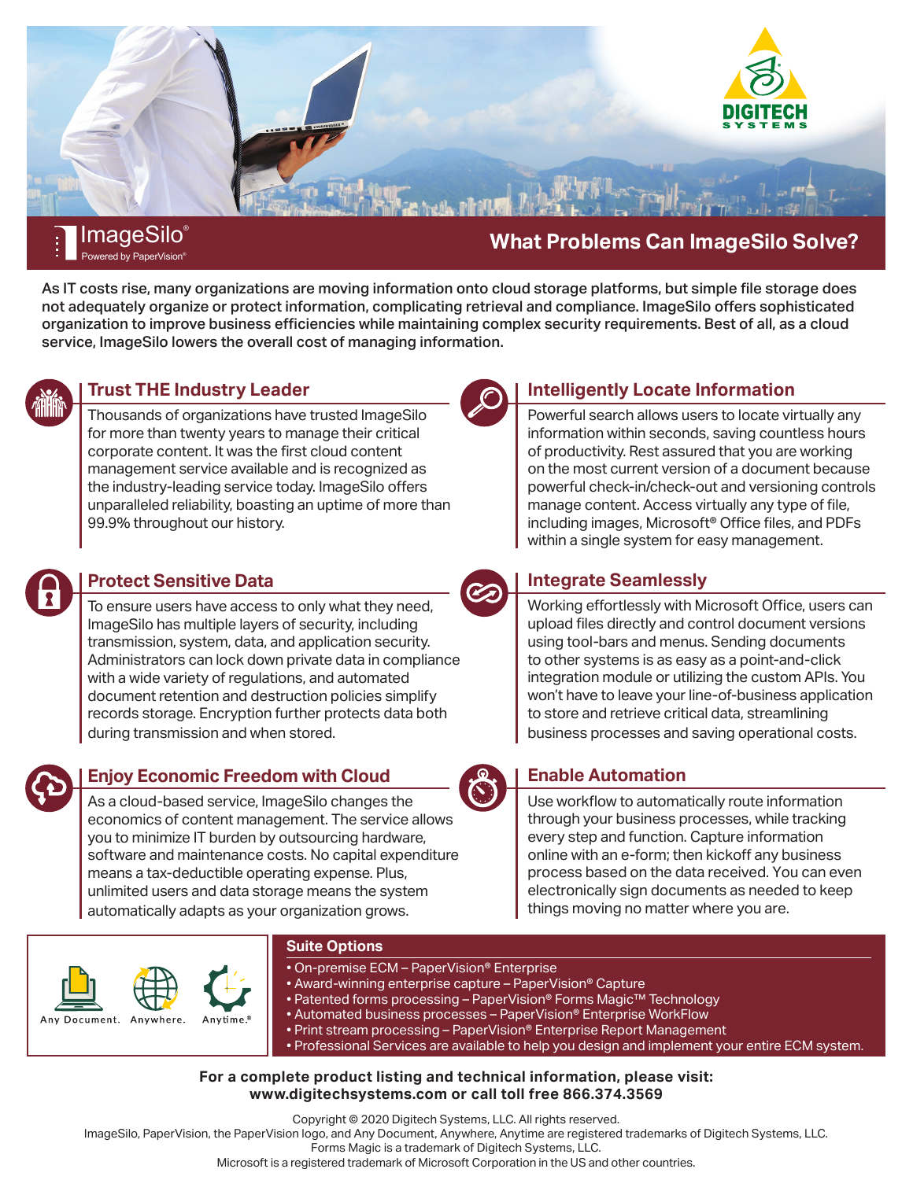DIGITECH SYSTEMS

ImageSilo®
Powered by PaperVision®

# What Problems Can ImageSilo Solve?

**As IT costs rise, many organizations are moving information onto cloud storage platforms, but simple file storage does not adequately organize or protect information, complicating retrieval and compliance. ImageSilo offers sophisticated organization to improve business efficiencies while maintaining complex security requirements. Best of all, as a cloud service, ImageSilo lowers the overall cost of managing information.**

## Trust THE Industry Leader

Thousands of organizations have trusted ImageSilo for more than twenty years to manage their critical corporate content. It was the first cloud content management service available and is recognized as the industry-leading service today. ImageSilo offers unparalleled reliability, boasting an uptime of more than 99.9% throughout our history.

## Intelligently Locate Information

Powerful search allows users to locate virtually any information within seconds, saving countless hours of productivity. Rest assured that you are working on the most current version of a document because powerful check-in/check-out and versioning controls manage content. Access virtually any type of file, including images, Microsoft® Office files, and PDFs within a single system for easy management.

## Protect Sensitive Data

To ensure users have access to only what they need, ImageSilo has multiple layers of security, including transmission, system, data, and application security. Administrators can lock down private data in compliance with a wide variety of regulations, and automated document retention and destruction policies simplify records storage. Encryption further protects data both during transmission and when stored.

## Integrate Seamlessly

Working effortlessly with Microsoft Office, users can upload files directly and control document versions using tool-bars and menus. Sending documents to other systems is as easy as a point-and-click integration module or utilizing the custom APIs. You won't have to leave your line-of-business application to store and retrieve critical data, streamlining business processes and saving operational costs.

## Enjoy Economic Freedom with Cloud

As a cloud-based service, ImageSilo changes the economics of content management. The service allows you to minimize IT burden by outsourcing hardware, software and maintenance costs. No capital expenditure means a tax-deductible operating expense. Plus, unlimited users and data storage means the system automatically adapts as your organization grows.

## Enable Automation

Use workflow to automatically route information through your business processes, while tracking every step and function. Capture information online with an e-form; then kickoff any business process based on the data received. You can even electronically sign documents as needed to keep things moving no matter where you are.

Any Document. Anywhere. Anytime.®

### Suite Options

- On-premise ECM – PaperVision® Enterprise
- Award-winning enterprise capture – PaperVision® Capture
- Patented forms processing – PaperVision® Forms Magic™ Technology
- Automated business processes – PaperVision® Enterprise WorkFlow
- Print stream processing – PaperVision® Enterprise Report Management
- Professional Services are available to help you design and implement your entire ECM system.

**For a complete product listing and technical information, please visit: www.digitechsystems.com or call toll free 866.374.3569**

Copyright © 2020 Digitech Systems, LLC. All rights reserved.
ImageSilo, PaperVision, the PaperVision logo, and Any Document, Anywhere, Anytime are registered trademarks of Digitech Systems, LLC.
Forms Magic is a trademark of Digitech Systems, LLC.
Microsoft is a registered trademark of Microsoft Corporation in the US and other countries.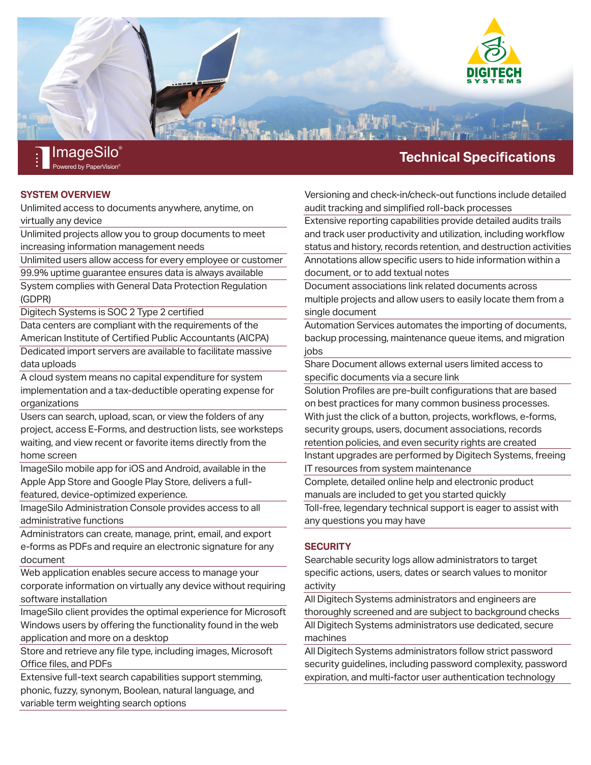ImageSilo®
Powered by PaperVision®

# Technical Specifications

## SYSTEM OVERVIEW

- Unlimited access to documents anywhere, anytime, on virtually any device
- Unlimited projects allow you to group documents to meet increasing information management needs
- Unlimited users allow access for every employee or customer
- 99.9% uptime guarantee ensures data is always available
- System complies with General Data Protection Regulation (GDPR)
- Digitech Systems is SOC 2 Type 2 certified
- Data centers are compliant with the requirements of the American Institute of Certified Public Accountants (AICPA)
- Dedicated import servers are available to facilitate massive data uploads
- A cloud system means no capital expenditure for system implementation and a tax-deductible operating expense for organizations
- Users can search, upload, scan, or view the folders of any project, access E-Forms, and destruction lists, see worksteps waiting, and view recent or favorite items directly from the home screen
- ImageSilo mobile app for iOS and Android, available in the Apple App Store and Google Play Store, delivers a full-featured, device-optimized experience.
- ImageSilo Administration Console provides access to all administrative functions
- Administrators can create, manage, print, email, and export e-forms as PDFs and require an electronic signature for any document
- Web application enables secure access to manage your corporate information on virtually any device without requiring software installation
- ImageSilo client provides the optimal experience for Microsoft Windows users by offering the functionality found in the web application and more on a desktop
- Store and retrieve any file type, including images, Microsoft Office files, and PDFs
- Extensive full-text search capabilities support stemming, phonic, fuzzy, synonym, Boolean, natural language, and variable term weighting search options
- Versioning and check-in/check-out functions include detailed audit tracking and simplified roll-back processes
- Extensive reporting capabilities provide detailed audits trails and track user productivity and utilization, including workflow status and history, records retention, and destruction activities
- Annotations allow specific users to hide information within a document, or to add textual notes
- Document associations link related documents across multiple projects and allow users to easily locate them from a single document
- Automation Services automates the importing of documents, backup processing, maintenance queue items, and migration jobs
- Share Document allows external users limited access to specific documents via a secure link
- Solution Profiles are pre-built configurations that are based on best practices for many common business processes. With just the click of a button, projects, workflows, e-forms, security groups, users, document associations, records retention policies, and even security rights are created
- Instant upgrades are performed by Digitech Systems, freeing IT resources from system maintenance
- Complete, detailed online help and electronic product manuals are included to get you started quickly
- Toll-free, legendary technical support is eager to assist with any questions you may have

## SECURITY

- Searchable security logs allow administrators to target specific actions, users, dates or search values to monitor activity
- All Digitech Systems administrators and engineers are thoroughly screened and are subject to background checks
- All Digitech Systems administrators use dedicated, secure machines
- All Digitech Systems administrators follow strict password security guidelines, including password complexity, password expiration, and multi-factor user authentication technology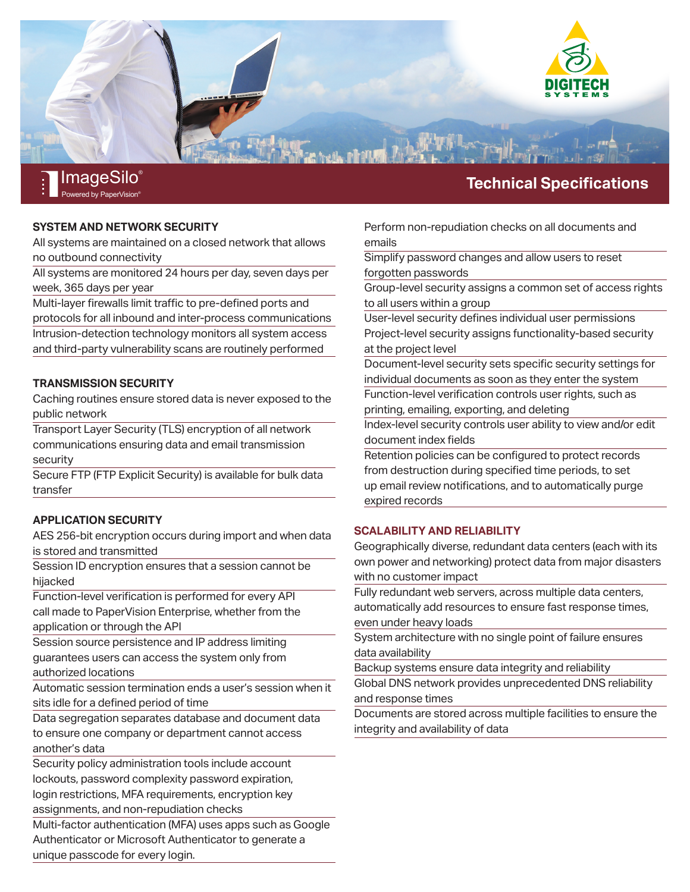ImageSilo®

Powered by PaperVision®

# Technical Specifications

## SYSTEM AND NETWORK SECURITY

All systems are maintained on a closed network that allows no outbound connectivity

All systems are monitored 24 hours per day, seven days per week, 365 days per year

Multi-layer firewalls limit traffic to pre-defined ports and protocols for all inbound and inter-process communications

Intrusion-detection technology monitors all system access and third-party vulnerability scans are routinely performed

## TRANSMISSION SECURITY

Caching routines ensure stored data is never exposed to the public network

Transport Layer Security (TLS) encryption of all network communications ensuring data and email transmission security

Secure FTP (FTP Explicit Security) is available for bulk data transfer

## APPLICATION SECURITY

AES 256-bit encryption occurs during import and when data is stored and transmitted

Session ID encryption ensures that a session cannot be hijacked

Function-level verification is performed for every API call made to PaperVision Enterprise, whether from the application or through the API

Session source persistence and IP address limiting guarantees users can access the system only from authorized locations

Automatic session termination ends a user's session when it sits idle for a defined period of time

Data segregation separates database and document data to ensure one company or department cannot access another's data

Security policy administration tools include account lockouts, password complexity password expiration, login restrictions, MFA requirements, encryption key assignments, and non-repudiation checks

Multi-factor authentication (MFA) uses apps such as Google Authenticator or Microsoft Authenticator to generate a unique passcode for every login.

Perform non-repudiation checks on all documents and emails

Simplify password changes and allow users to reset forgotten passwords

Group-level security assigns a common set of access rights to all users within a group

User-level security defines individual user permissions

Project-level security assigns functionality-based security at the project level

Document-level security sets specific security settings for individual documents as soon as they enter the system

Function-level verification controls user rights, such as printing, emailing, exporting, and deleting

Index-level security controls user ability to view and/or edit document index fields

Retention policies can be configured to protect records from destruction during specified time periods, to set up email review notifications, and to automatically purge expired records

## SCALABILITY AND RELIABILITY

Geographically diverse, redundant data centers (each with its own power and networking) protect data from major disasters with no customer impact

Fully redundant web servers, across multiple data centers, automatically add resources to ensure fast response times, even under heavy loads

System architecture with no single point of failure ensures data availability

Backup systems ensure data integrity and reliability

Global DNS network provides unprecedented DNS reliability and response times

Documents are stored across multiple facilities to ensure the integrity and availability of data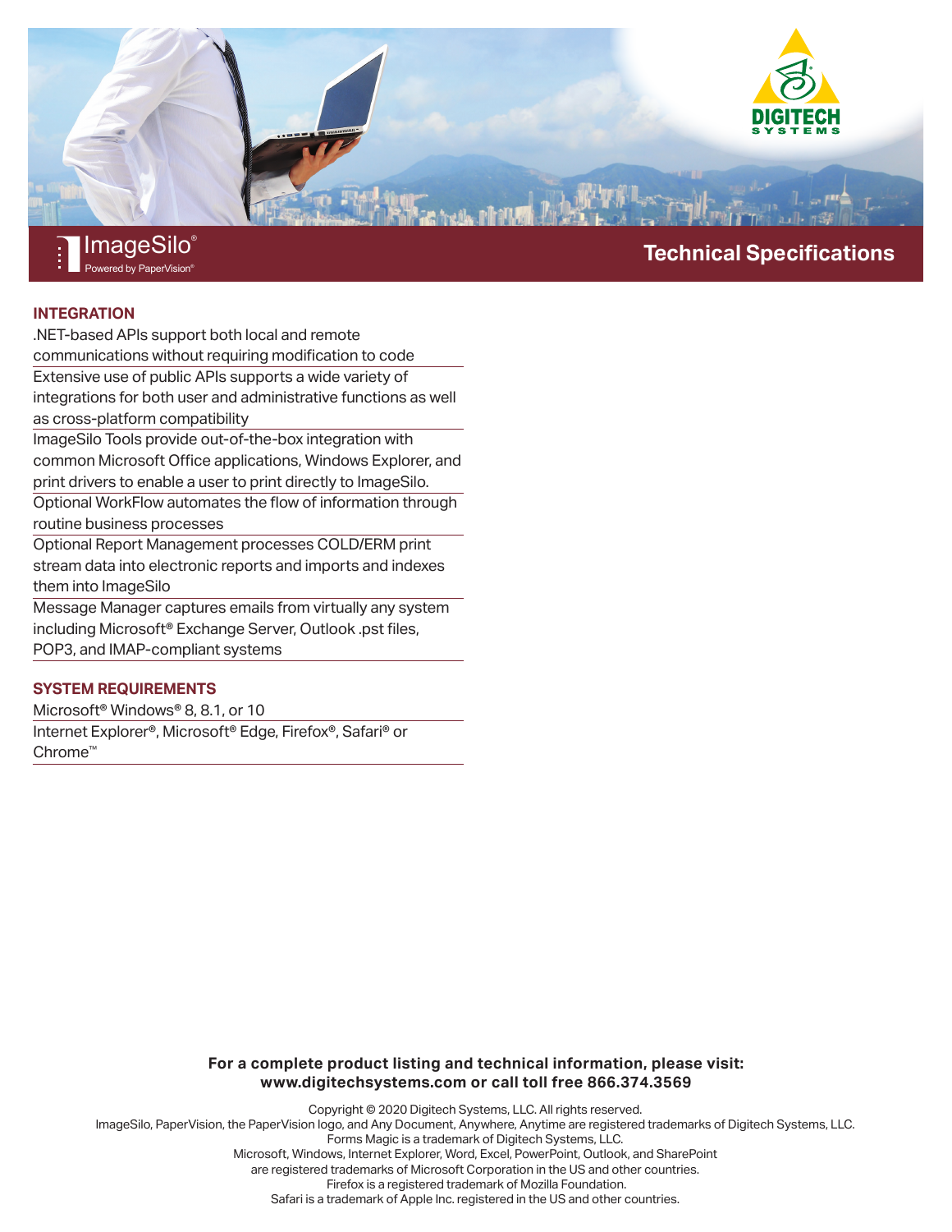ImageSilo®
Powered by PaperVision®

# Technical Specifications

## INTEGRATION

- .NET-based APIs support both local and remote communications without requiring modification to code
- Extensive use of public APIs supports a wide variety of integrations for both user and administrative functions as well as cross-platform compatibility
- ImageSilo Tools provide out-of-the-box integration with common Microsoft Office applications, Windows Explorer, and print drivers to enable a user to print directly to ImageSilo.
- Optional WorkFlow automates the flow of information through routine business processes
- Optional Report Management processes COLD/ERM print stream data into electronic reports and imports and indexes them into ImageSilo
- Message Manager captures emails from virtually any system including Microsoft® Exchange Server, Outlook .pst files, POP3, and IMAP-compliant systems

## SYSTEM REQUIREMENTS

- Microsoft® Windows® 8, 8.1, or 10
- Internet Explorer®, Microsoft® Edge, Firefox®, Safari® or Chrome™

**For a complete product listing and technical information, please visit: www.digitechsystems.com or call toll free 866.374.3569**

Copyright © 2020 Digitech Systems, LLC. All rights reserved.
ImageSilo, PaperVision, the PaperVision logo, and Any Document, Anywhere, Anytime are registered trademarks of Digitech Systems, LLC.
Forms Magic is a trademark of Digitech Systems, LLC.
Microsoft, Windows, Internet Explorer, Word, Excel, PowerPoint, Outlook, and SharePoint are registered trademarks of Microsoft Corporation in the US and other countries.
Firefox is a registered trademark of Mozilla Foundation.
Safari is a trademark of Apple Inc. registered in the US and other countries.